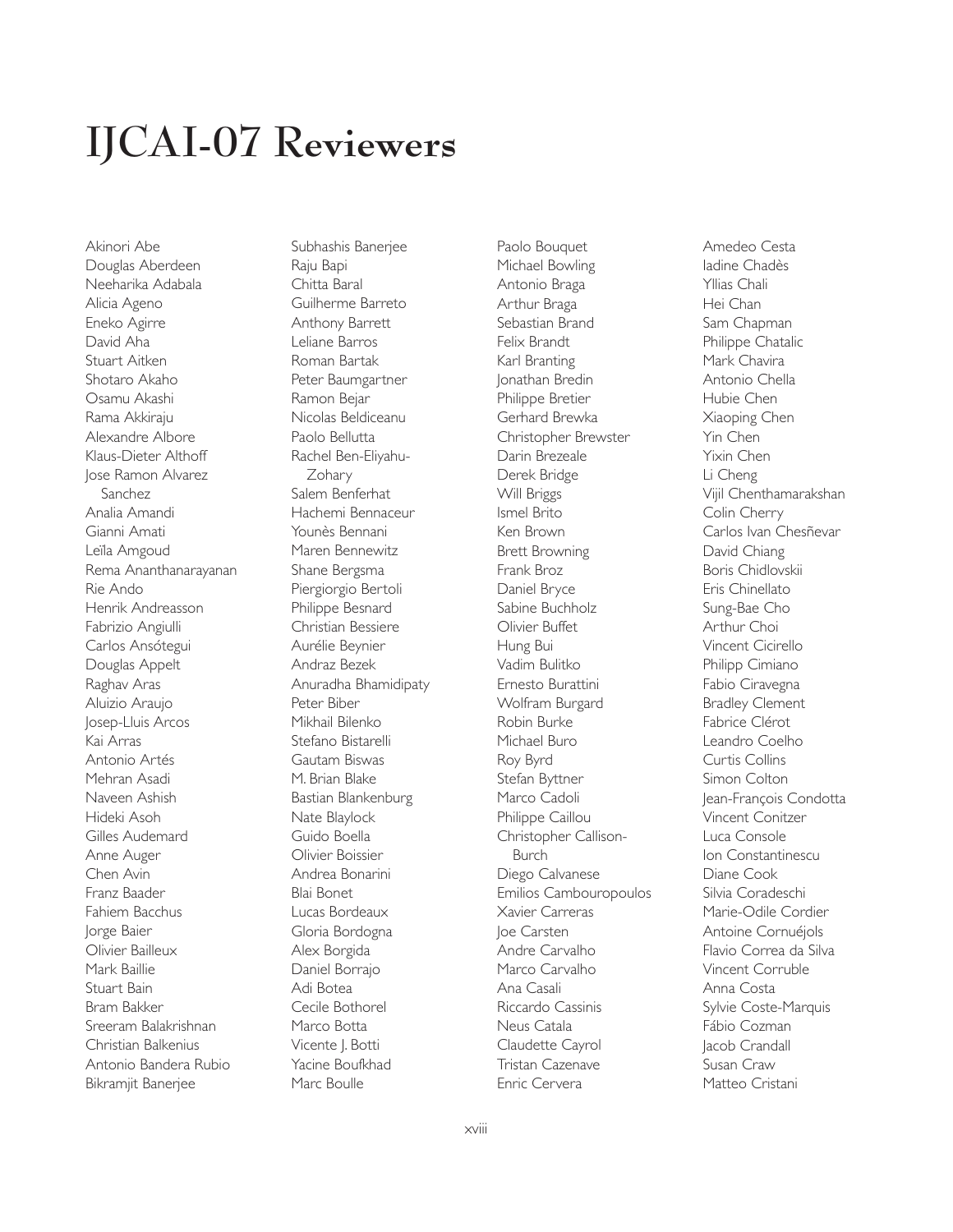# IJCAI-07 Reviewers

Akinori Abe
Douglas Aberdeen
Neeharika Adabala
Alicia Ageno
Eneko Agirre
David Aha
Stuart Aitken
Shotaro Akaho
Osamu Akashi
Rama Akkiraju
Alexandre Albore
Klaus-Dieter Althoff
Jose Ramon Alvarez Sanchez
Analia Amandi
Gianni Amati
Leïla Amgoud
Rema Ananthanarayanan
Rie Ando
Henrik Andreasson
Fabrizio Angiulli
Carlos Ansótegui
Douglas Appelt
Raghav Aras
Aluizio Araujo
Josep-Lluis Arcos
Kai Arras
Antonio Artés
Mehran Asadi
Naveen Ashish
Hideki Asoh
Gilles Audemard
Anne Auger
Chen Avin
Franz Baader
Fahiem Bacchus
Jorge Baier
Olivier Bailleux
Mark Baillie
Stuart Bain
Bram Bakker
Sreeram Balakrishnan
Christian Balkenius
Antonio Bandera Rubio
Bikramjit Banerjee
Subhashis Banerjee
Raju Bapi
Chitta Baral
Guilherme Barreto
Anthony Barrett
Leliane Barros
Roman Bartak
Peter Baumgartner
Ramon Bejar
Nicolas Beldiceanu
Paolo Bellutta
Rachel Ben-Eliyahu-Zohary
Salem Benferhat
Hachemi Bennaceur
Younès Bennani
Maren Bennewitz
Shane Bergsma
Piergiorgio Bertoli
Philippe Besnard
Christian Bessiere
Aurélie Beynier
Andraz Bezek
Anuradha Bhamidipaty
Peter Biber
Mikhail Bilenko
Stefano Bistarelli
Gautam Biswas
M. Brian Blake
Bastian Blankenburg
Nate Blaylock
Guido Boella
Olivier Boissier
Andrea Bonarini
Blai Bonet
Lucas Bordeaux
Gloria Bordogna
Alex Borgida
Daniel Borrajo
Adi Botea
Cecile Bothorel
Marco Botta
Vicente J. Botti
Yacine Boufkhad
Marc Boulle
Paolo Bouquet
Michael Bowling
Antonio Braga
Arthur Braga
Sebastian Brand
Felix Brandt
Karl Branting
Jonathan Bredin
Philippe Bretier
Gerhard Brewka
Christopher Brewster
Darin Brezeale
Derek Bridge
Will Briggs
Ismel Brito
Ken Brown
Brett Browning
Frank Broz
Daniel Bryce
Sabine Buchholz
Olivier Buffet
Hung Bui
Vadim Bulitko
Ernesto Burattini
Wolfram Burgard
Robin Burke
Michael Buro
Roy Byrd
Stefan Byttner
Marco Cadoli
Philippe Caillou
Christopher Callison-Burch
Diego Calvanese
Emilios Cambouropoulos
Xavier Carreras
Joe Carsten
Andre Carvalho
Marco Carvalho
Ana Casali
Riccardo Cassinis
Neus Catala
Claudette Cayrol
Tristan Cazenave
Enric Cervera
Amedeo Cesta
Iadine Chadès
Yllias Chali
Hei Chan
Sam Chapman
Philippe Chatalic
Mark Chavira
Antonio Chella
Hubie Chen
Xiaoping Chen
Yin Chen
Yixin Chen
Li Cheng
Vijil Chenthamarakshan
Colin Cherry
Carlos Ivan Chesñevar
David Chiang
Boris Chidlovskii
Eris Chinellato
Sung-Bae Cho
Arthur Choi
Vincent Cicirello
Philipp Cimiano
Fabio Ciravegna
Bradley Clement
Fabrice Clérot
Leandro Coelho
Curtis Collins
Simon Colton
Jean-François Condotta
Vincent Conitzer
Luca Console
Ion Constantinescu
Diane Cook
Silvia Coradeschi
Marie-Odile Cordier
Antoine Cornuéjols
Flavio Correa da Silva
Vincent Corruble
Anna Costa
Sylvie Coste-Marquis
Fábio Cozman
Jacob Crandall
Susan Craw
Matteo Cristani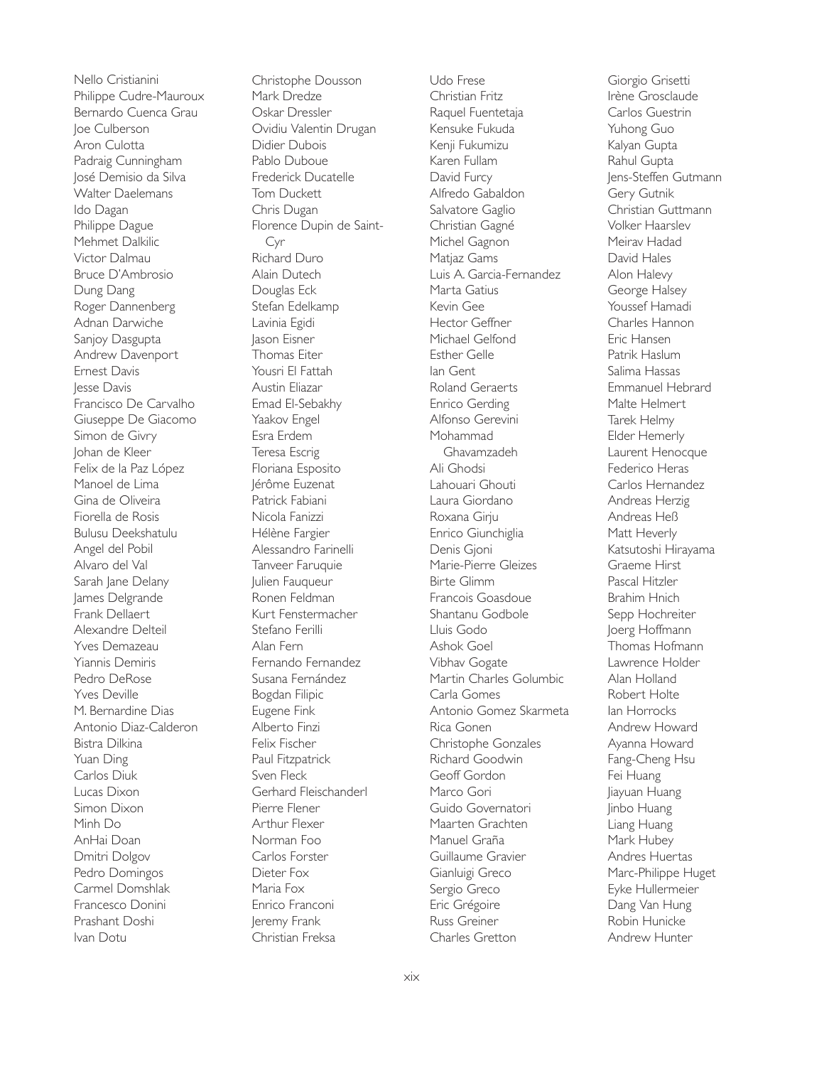Nello Cristianini
Philippe Cudre-Mauroux
Bernardo Cuenca Grau
Joe Culberson
Aron Culotta
Padraig Cunningham
José Demisio da Silva
Walter Daelemans
Ido Dagan
Philippe Dague
Mehmet Dalkilic
Victor Dalmau
Bruce D'Ambrosio
Dung Dang
Roger Dannenberg
Adnan Darwiche
Sanjoy Dasgupta
Andrew Davenport
Ernest Davis
Jesse Davis
Francisco De Carvalho
Giuseppe De Giacomo
Simon de Givry
Johan de Kleer
Felix de la Paz López
Manoel de Lima
Gina de Oliveira
Fiorella de Rosis
Bulusu Deekshatulu
Angel del Pobil
Alvaro del Val
Sarah Jane Delany
James Delgrande
Frank Dellaert
Alexandre Delteil
Yves Demazeau
Yiannis Demiris
Pedro DeRose
Yves Deville
M. Bernardine Dias
Antonio Diaz-Calderon
Bistra Dilkina
Yuan Ding
Carlos Diuk
Lucas Dixon
Simon Dixon
Minh Do
AnHai Doan
Dmitri Dolgov
Pedro Domingos
Carmel Domshlak
Francesco Donini
Prashant Doshi
Ivan Dotu
Christophe Dousson
Mark Dredze
Oskar Dressler
Ovidiu Valentin Drugan
Didier Dubois
Pablo Duboue
Frederick Ducatelle
Tom Duckett
Chris Dugan
Florence Dupin de Saint-Cyr
Richard Duro
Alain Dutech
Douglas Eck
Stefan Edelkamp
Lavinia Egidi
Jason Eisner
Thomas Eiter
Yousri El Fattah
Austin Eliazar
Emad El-Sebakhy
Yaakov Engel
Esra Erdem
Teresa Escrig
Floriana Esposito
Jérôme Euzenat
Patrick Fabiani
Nicola Fanizzi
Hélène Fargier
Alessandro Farinelli
Tanveer Faruquie
Julien Fauqueur
Ronen Feldman
Kurt Fenstermacher
Stefano Ferilli
Alan Fern
Fernando Fernandez
Susana Fernández
Bogdan Filipic
Eugene Fink
Alberto Finzi
Felix Fischer
Paul Fitzpatrick
Sven Fleck
Gerhard Fleischanderl
Pierre Flener
Arthur Flexer
Norman Foo
Carlos Forster
Dieter Fox
Maria Fox
Enrico Franconi
Jeremy Frank
Christian Freksa
Udo Frese
Christian Fritz
Raquel Fuentetaja
Kensuke Fukuda
Kenji Fukumizu
Karen Fullam
David Furcy
Alfredo Gabaldon
Salvatore Gaglio
Christian Gagné
Michel Gagnon
Matjaz Gams
Luis A. Garcia-Fernandez
Marta Gatius
Kevin Gee
Hector Geffner
Michael Gelfond
Esther Gelle
Ian Gent
Roland Geraerts
Enrico Gerding
Alfonso Gerevini
Mohammad Ghavamzadeh
Ali Ghodsi
Lahouari Ghouti
Laura Giordano
Roxana Girju
Enrico Giunchiglia
Denis Gjoni
Marie-Pierre Gleizes
Birte Glimm
Francois Goasdoue
Shantanu Godbole
Lluis Godo
Ashok Goel
Vibhav Gogate
Martin Charles Golumbic
Carla Gomes
Antonio Gomez Skarmeta
Rica Gonen
Christophe Gonzales
Richard Goodwin
Geoff Gordon
Marco Gori
Guido Governatori
Maarten Grachten
Manuel Graña
Guillaume Gravier
Gianluigi Greco
Sergio Greco
Eric Grégoire
Russ Greiner
Charles Gretton
Giorgio Grisetti
Irène Grosclaude
Carlos Guestrin
Yuhong Guo
Kalyan Gupta
Rahul Gupta
Jens-Steffen Gutmann
Gery Gutnik
Christian Guttmann
Volker Haarslev
Meirav Hadad
David Hales
Alon Halevy
George Halsey
Youssef Hamadi
Charles Hannon
Eric Hansen
Patrik Haslum
Salima Hassas
Emmanuel Hebrard
Malte Helmert
Tarek Helmy
Elder Hemerly
Laurent Henocque
Federico Heras
Carlos Hernandez
Andreas Herzig
Andreas Heß
Matt Heverly
Katsutoshi Hirayama
Graeme Hirst
Pascal Hitzler
Brahim Hnich
Sepp Hochreiter
Joerg Hoffmann
Thomas Hofmann
Lawrence Holder
Alan Holland
Robert Holte
Ian Horrocks
Andrew Howard
Ayanna Howard
Fang-Cheng Hsu
Fei Huang
Jiayuan Huang
Jinbo Huang
Liang Huang
Mark Hubey
Andres Huertas
Marc-Philippe Huget
Eyke Hullermeier
Dang Van Hung
Robin Hunicke
Andrew Hunter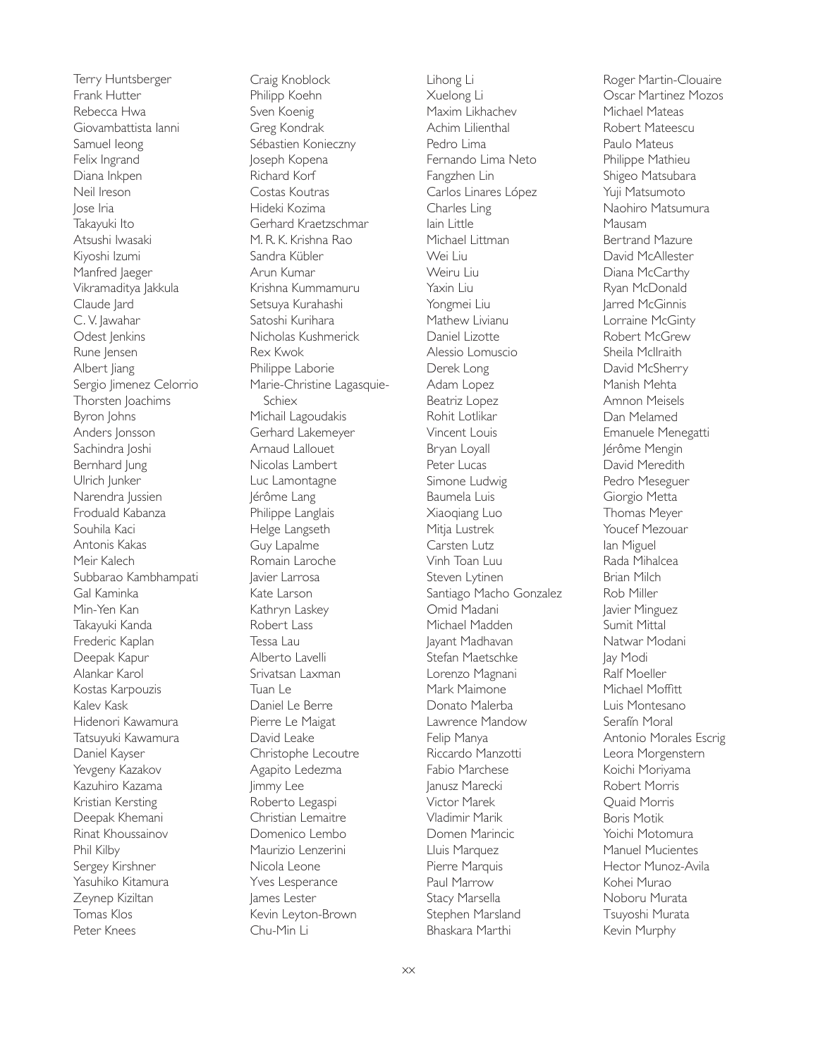Terry Huntsberger
Frank Hutter
Rebecca Hwa
Giovambattista Ianni
Samuel Ieong
Felix Ingrand
Diana Inkpen
Neil Ireson
Jose Iria
Takayuki Ito
Atsushi Iwasaki
Kiyoshi Izumi
Manfred Jaeger
Vikramaditya Jakkula
Claude Jard
C. V. Jawahar
Odest Jenkins
Rune Jensen
Albert Jiang
Sergio Jimenez Celorrio
Thorsten Joachims
Byron Johns
Anders Jonsson
Sachindra Joshi
Bernhard Jung
Ulrich Junker
Narendra Jussien
Froduald Kabanza
Souhila Kaci
Antonis Kakas
Meir Kalech
Subbarao Kambhampati
Gal Kaminka
Min-Yen Kan
Takayuki Kanda
Frederic Kaplan
Deepak Kapur
Alankar Karol
Kostas Karpouzis
Kalev Kask
Hidenori Kawamura
Tatsuyuki Kawamura
Daniel Kayser
Yevgeny Kazakov
Kazuhiro Kazama
Kristian Kersting
Deepak Khemani
Rinat Khoussainov
Phil Kilby
Sergey Kirshner
Yasuhiko Kitamura
Zeynep Kiziltan
Tomas Klos
Peter Knees
Craig Knoblock
Philipp Koehn
Sven Koenig
Greg Kondrak
Sébastien Konieczny
Joseph Kopena
Richard Korf
Costas Koutras
Hideki Kozima
Gerhard Kraetzschmar
M. R. K. Krishna Rao
Sandra Kübler
Arun Kumar
Krishna Kummamuru
Setsuya Kurahashi
Satoshi Kurihara
Nicholas Kushmerick
Rex Kwok
Philippe Laborie
Marie-Christine Lagasquie-Schiex
Michail Lagoudakis
Gerhard Lakemeyer
Arnaud Lallouet
Nicolas Lambert
Luc Lamontagne
Jérôme Lang
Philippe Langlais
Helge Langseth
Guy Lapalme
Romain Laroche
Javier Larrosa
Kate Larson
Kathryn Laskey
Robert Lass
Tessa Lau
Alberto Lavelli
Srivatsan Laxman
Tuan Le
Daniel Le Berre
Pierre Le Maigat
David Leake
Christophe Lecoutre
Agapito Ledezma
Jimmy Lee
Roberto Legaspi
Christian Lemaitre
Domenico Lembo
Maurizio Lenzerini
Nicola Leone
Yves Lesperance
James Lester
Kevin Leyton-Brown
Chu-Min Li
Lihong Li
Xuelong Li
Maxim Likhachev
Achim Lilienthal
Pedro Lima
Fernando Lima Neto
Fangzhen Lin
Carlos Linares López
Charles Ling
Iain Little
Michael Littman
Wei Liu
Weiru Liu
Yaxin Liu
Yongmei Liu
Mathew Livianu
Daniel Lizotte
Alessio Lomuscio
Derek Long
Adam Lopez
Beatriz Lopez
Rohit Lotlikar
Vincent Louis
Bryan Loyall
Peter Lucas
Simone Ludwig
Baumela Luis
Xiaoqiang Luo
Mitja Lustrek
Carsten Lutz
Vinh Toan Luu
Steven Lytinen
Santiago Macho Gonzalez
Omid Madani
Michael Madden
Jayant Madhavan
Stefan Maetschke
Lorenzo Magnani
Mark Maimone
Donato Malerba
Lawrence Mandow
Felip Manya
Riccardo Manzotti
Fabio Marchese
Janusz Marecki
Victor Marek
Vladimir Marik
Domen Marincic
Lluis Marquez
Pierre Marquis
Paul Marrow
Stacy Marsella
Stephen Marsland
Bhaskara Marthi
Roger Martin-Clouaire
Oscar Martinez Mozos
Michael Mateas
Robert Mateescu
Paulo Mateus
Philippe Mathieu
Shigeo Matsubara
Yuji Matsumoto
Naohiro Matsumura
Mausam
Bertrand Mazure
David McAllester
Diana McCarthy
Ryan McDonald
Jarred McGinnis
Lorraine McGinty
Robert McGrew
Sheila McIlraith
David McSherry
Manish Mehta
Amnon Meisels
Dan Melamed
Emanuele Menegatti
Jérôme Mengin
David Meredith
Pedro Meseguer
Giorgio Metta
Thomas Meyer
Youcef Mezouar
Ian Miguel
Rada Mihalcea
Brian Milch
Rob Miller
Javier Minguez
Sumit Mittal
Natwar Modani
Jay Modi
Ralf Moeller
Michael Moffitt
Luis Montesano
Serafín Moral
Antonio Morales Escrig
Leora Morgenstern
Koichi Moriyama
Robert Morris
Quaid Morris
Boris Motik
Yoichi Motomura
Manuel Mucientes
Hector Munoz-Avila
Kohei Murao
Noboru Murata
Tsuyoshi Murata
Kevin Murphy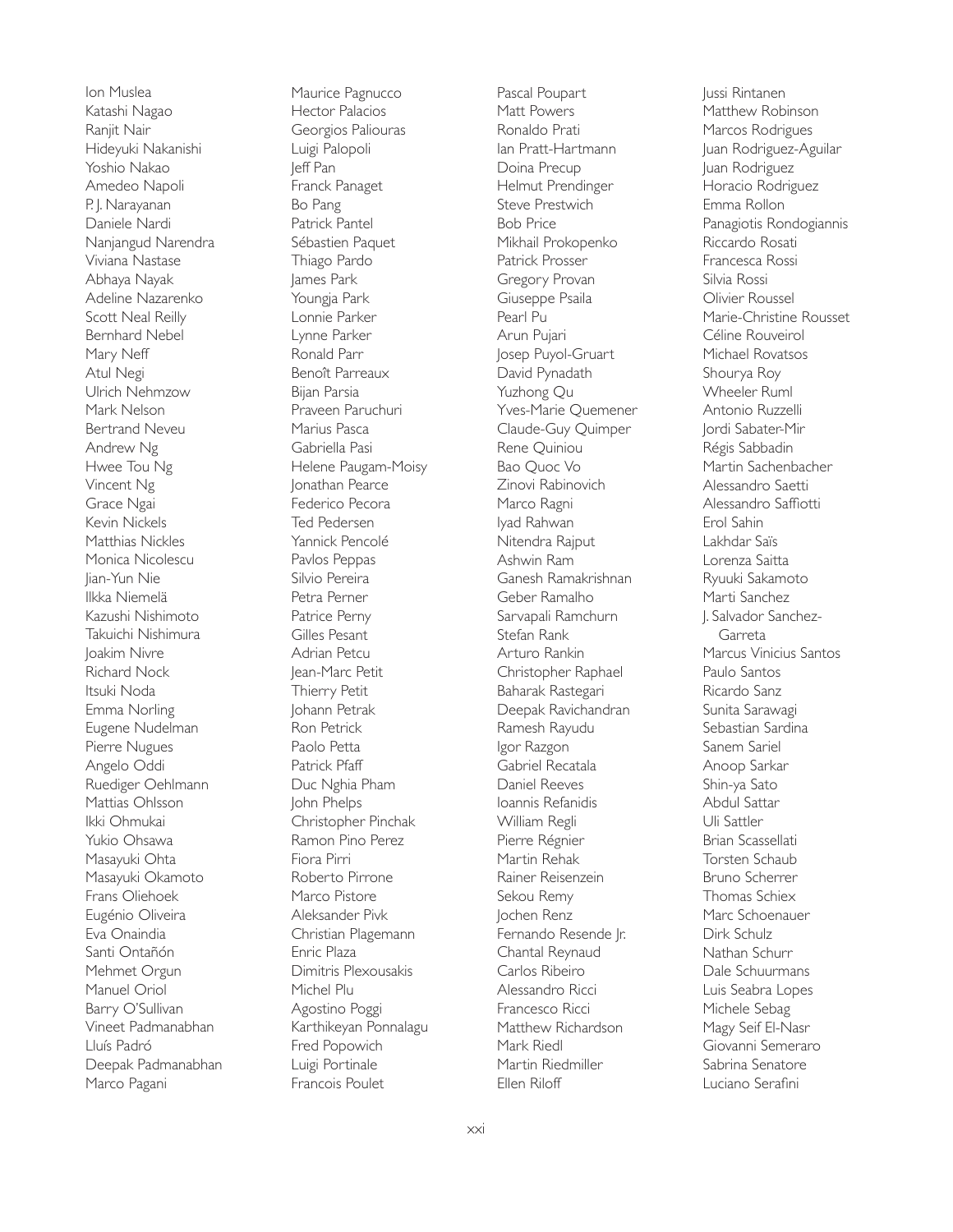Ion Muslea
Katashi Nagao
Ranjit Nair
Hideyuki Nakanishi
Yoshio Nakao
Amedeo Napoli
P. J. Narayanan
Daniele Nardi
Nanjangud Narendra
Viviana Nastase
Abhaya Nayak
Adeline Nazarenko
Scott Neal Reilly
Bernhard Nebel
Mary Neff
Atul Negi
Ulrich Nehmzow
Mark Nelson
Bertrand Neveu
Andrew Ng
Hwee Tou Ng
Vincent Ng
Grace Ngai
Kevin Nickels
Matthias Nickles
Monica Nicolescu
Jian-Yun Nie
Ilkka Niemelä
Kazushi Nishimoto
Takuichi Nishimura
Joakim Nivre
Richard Nock
Itsuki Noda
Emma Norling
Eugene Nudelman
Pierre Nugues
Angelo Oddi
Ruediger Oehlmann
Mattias Ohlsson
Ikki Ohmukai
Yukio Ohsawa
Masayuki Ohta
Masayuki Okamoto
Frans Oliehoek
Eugénio Oliveira
Eva Onaindia
Santi Ontañón
Mehmet Orgun
Manuel Oriol
Barry O'Sullivan
Vineet Padmanabhan
Lluís Padró
Deepak Padmanabhan
Marco Pagani
Maurice Pagnucco
Hector Palacios
Georgios Paliouras
Luigi Palopoli
Jeff Pan
Franck Panaget
Bo Pang
Patrick Pantel
Sébastien Paquet
Thiago Pardo
James Park
Youngja Park
Lonnie Parker
Lynne Parker
Ronald Parr
Benoît Parreaux
Bijan Parsia
Praveen Paruchuri
Marius Pasca
Gabriella Pasi
Helene Paugam-Moisy
Jonathan Pearce
Federico Pecora
Ted Pedersen
Yannick Pencolé
Pavlos Peppas
Silvio Pereira
Petra Perner
Patrice Perny
Gilles Pesant
Adrian Petcu
Jean-Marc Petit
Thierry Petit
Johann Petrak
Ron Petrick
Paolo Petta
Patrick Pfaff
Duc Nghia Pham
John Phelps
Christopher Pinchak
Ramon Pino Perez
Fiora Pirri
Roberto Pirrone
Marco Pistore
Aleksander Pivk
Christian Plagemann
Enric Plaza
Dimitris Plexousakis
Michel Plu
Agostino Poggi
Karthikeyan Ponnalagu
Fred Popowich
Luigi Portinale
Francois Poulet
Pascal Poupart
Matt Powers
Ronaldo Prati
Ian Pratt-Hartmann
Doina Precup
Helmut Prendinger
Steve Prestwich
Bob Price
Mikhail Prokopenko
Patrick Prosser
Gregory Provan
Giuseppe Psaila
Pearl Pu
Arun Pujari
Josep Puyol-Gruart
David Pynadath
Yuzhong Qu
Yves-Marie Quemener
Claude-Guy Quimper
Rene Quiniou
Bao Quoc Vo
Zinovi Rabinovich
Marco Ragni
Iyad Rahwan
Nitendra Rajput
Ashwin Ram
Ganesh Ramakrishnan
Geber Ramalho
Sarvapali Ramchurn
Stefan Rank
Arturo Rankin
Christopher Raphael
Baharak Rastegari
Deepak Ravichandran
Ramesh Rayudu
Igor Razgon
Gabriel Recatala
Daniel Reeves
Ioannis Refanidis
William Regli
Pierre Régnier
Martin Rehak
Rainer Reisenzein
Sekou Remy
Jochen Renz
Fernando Resende Jr.
Chantal Reynaud
Carlos Ribeiro
Alessandro Ricci
Francesco Ricci
Matthew Richardson
Mark Riedl
Martin Riedmiller
Ellen Riloff
Jussi Rintanen
Matthew Robinson
Marcos Rodrigues
Juan Rodriguez-Aguilar
Juan Rodriguez
Horacio Rodriguez
Emma Rollon
Panagiotis Rondogiannis
Riccardo Rosati
Francesca Rossi
Silvia Rossi
Olivier Roussel
Marie-Christine Rousset
Céline Rouveirol
Michael Rovatsos
Shourya Roy
Wheeler Ruml
Antonio Ruzzelli
Jordi Sabater-Mir
Régis Sabbadin
Martin Sachenbacher
Alessandro Saetti
Alessandro Saffiotti
Erol Sahin
Lakhdar Saïs
Lorenza Saitta
Ryuuki Sakamoto
Marti Sanchez
J. Salvador Sanchez-Garreta
Marcus Vinicius Santos
Paulo Santos
Ricardo Sanz
Sunita Sarawagi
Sebastian Sardina
Sanem Sariel
Anoop Sarkar
Shin-ya Sato
Abdul Sattar
Uli Sattler
Brian Scassellati
Torsten Schaub
Bruno Scherrer
Thomas Schiex
Marc Schoenauer
Dirk Schulz
Nathan Schurr
Dale Schuurmans
Luis Seabra Lopes
Michele Sebag
Magy Seif El-Nasr
Giovanni Semeraro
Sabrina Senatore
Luciano Serafini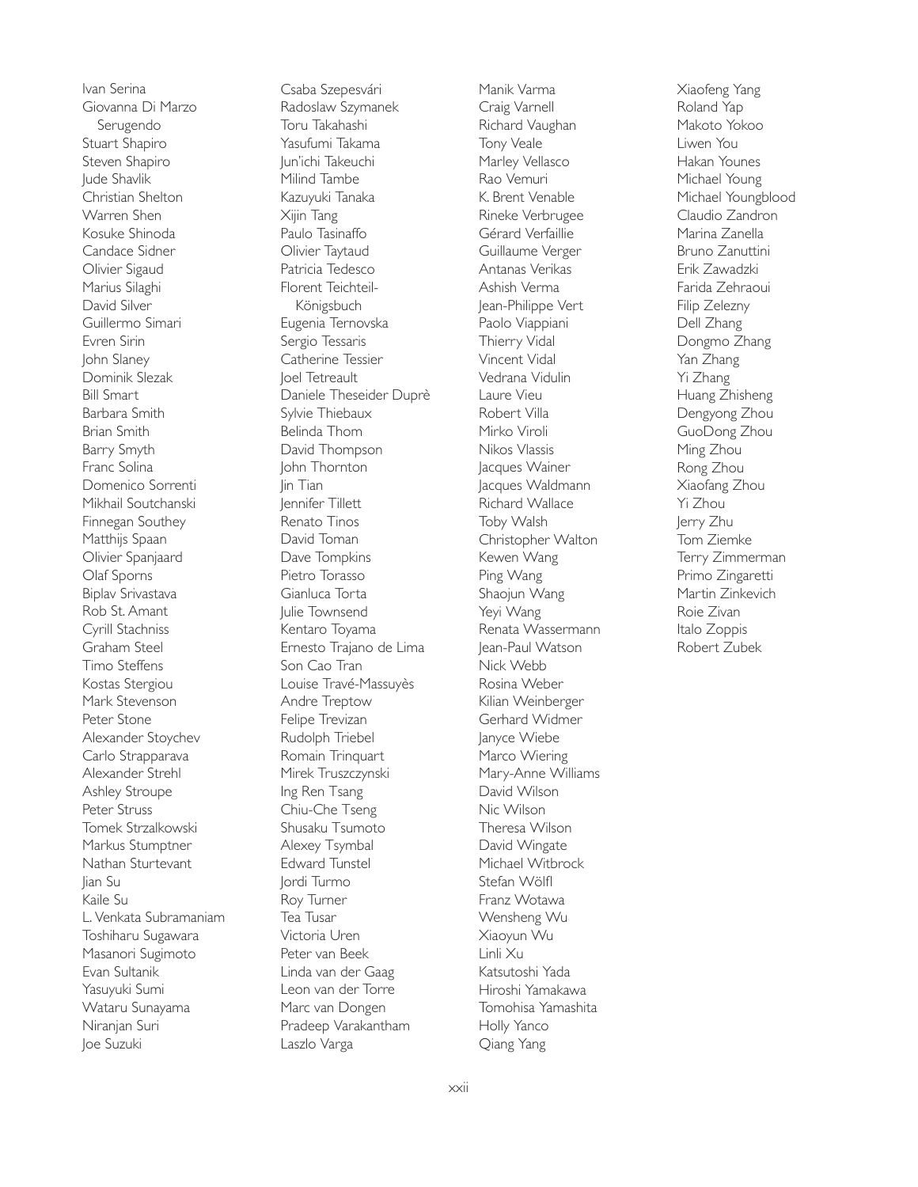Ivan Serina
Giovanna Di Marzo Serugendo
Stuart Shapiro
Steven Shapiro
Jude Shavlik
Christian Shelton
Warren Shen
Kosuke Shinoda
Candace Sidner
Olivier Sigaud
Marius Silaghi
David Silver
Guillermo Simari
Evren Sirin
John Slaney
Dominik Slezak
Bill Smart
Barbara Smith
Brian Smith
Barry Smyth
Franc Solina
Domenico Sorrenti
Mikhail Soutchanski
Finnegan Southey
Matthijs Spaan
Olivier Spanjaard
Olaf Sporns
Biplav Srivastava
Rob St. Amant
Cyrill Stachniss
Graham Steel
Timo Steffens
Kostas Stergiou
Mark Stevenson
Peter Stone
Alexander Stoychev
Carlo Strapparava
Alexander Strehl
Ashley Stroupe
Peter Struss
Tomek Strzalkowski
Markus Stumptner
Nathan Sturtevant
Jian Su
Kaile Su
L. Venkata Subramaniam
Toshiharu Sugawara
Masanori Sugimoto
Evan Sultanik
Yasuyuki Sumi
Wataru Sunayama
Niranjan Suri
Joe Suzuki
Csaba Szepesvári
Radoslaw Szymanek
Toru Takahashi
Yasufumi Takama
Jun'ichi Takeuchi
Milind Tambe
Kazuyuki Tanaka
Xijin Tang
Paulo Tasinaffo
Olivier Taytaud
Patricia Tedesco
Florent Teichteil-Königsbuch
Eugenia Ternovska
Sergio Tessaris
Catherine Tessier
Joel Tetreault
Daniele Theseider Duprè
Sylvie Thiebaux
Belinda Thom
David Thompson
John Thornton
Jin Tian
Jennifer Tillett
Renato Tinos
David Toman
Dave Tompkins
Pietro Torasso
Gianluca Torta
Julie Townsend
Kentaro Toyama
Ernesto Trajano de Lima
Son Cao Tran
Louise Travé-Massuyès
Andre Treptow
Felipe Trevizan
Rudolph Triebel
Romain Trinquart
Mirek Truszczynski
Ing Ren Tsang
Chiu-Che Tseng
Shusaku Tsumoto
Alexey Tsymbal
Edward Tunstel
Jordi Turmo
Roy Turner
Tea Tusar
Victoria Uren
Peter van Beek
Linda van der Gaag
Leon van der Torre
Marc van Dongen
Pradeep Varakantham
Laszlo Varga
Manik Varma
Craig Varnell
Richard Vaughan
Tony Veale
Marley Vellasco
Rao Vemuri
K. Brent Venable
Rineke Verbrugee
Gérard Verfaillie
Guillaume Verger
Antanas Verikas
Ashish Verma
Jean-Philippe Vert
Paolo Viappiani
Thierry Vidal
Vincent Vidal
Vedrana Vidulin
Laure Vieu
Robert Villa
Mirko Viroli
Nikos Vlassis
Jacques Wainer
Jacques Waldmann
Richard Wallace
Toby Walsh
Christopher Walton
Kewen Wang
Ping Wang
Shaojun Wang
Yeyi Wang
Renata Wassermann
Jean-Paul Watson
Nick Webb
Rosina Weber
Kilian Weinberger
Gerhard Widmer
Janyce Wiebe
Marco Wiering
Mary-Anne Williams
David Wilson
Nic Wilson
Theresa Wilson
David Wingate
Michael Witbrock
Stefan Wölfl
Franz Wotawa
Wensheng Wu
Xiaoyun Wu
Linli Xu
Katsutoshi Yada
Hiroshi Yamakawa
Tomohisa Yamashita
Holly Yanco
Qiang Yang
Xiaofeng Yang
Roland Yap
Makoto Yokoo
Liwen You
Hakan Younes
Michael Young
Michael Youngblood
Claudio Zandron
Marina Zanella
Bruno Zanuttini
Erik Zawadzki
Farida Zehraoui
Filip Zelezny
Dell Zhang
Dongmo Zhang
Yan Zhang
Yi Zhang
Huang Zhisheng
Dengyong Zhou
GuoDong Zhou
Ming Zhou
Rong Zhou
Xiaofang Zhou
Yi Zhou
Jerry Zhu
Tom Ziemke
Terry Zimmerman
Primo Zingaretti
Martin Zinkevich
Roie Zivan
Italo Zoppis
Robert Zubek